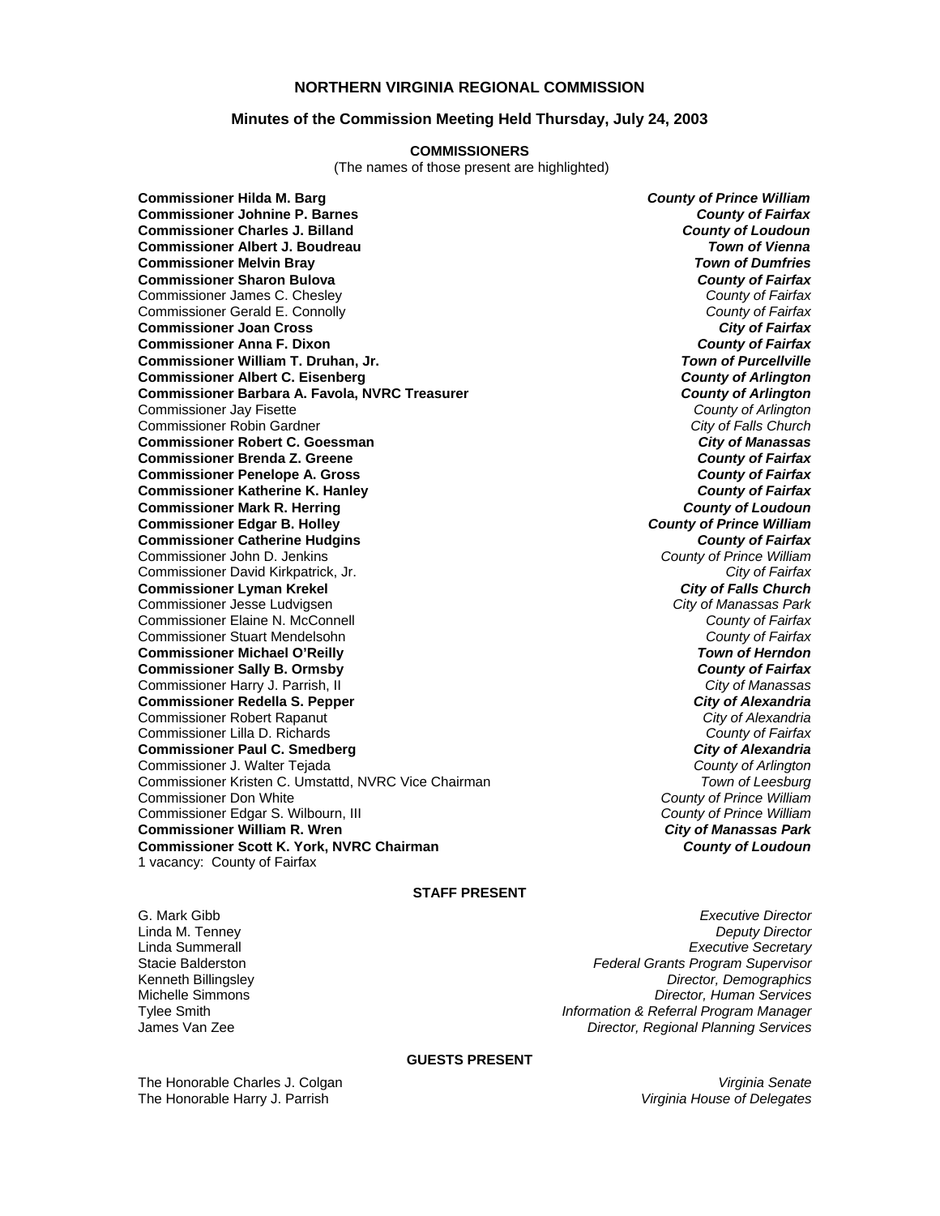# NORTHERN VIRGINIA REGIONAL COMMISSION

## Minutes of the Commission Meeting Held Thursday, July 24, 2003

### COMMISSIONERS

(The names of those present are highlighted)

| | |
|---|---|
| **Commissioner Hilda M. Barg** | ***County of Prince William*** |
| **Commissioner Johnine P. Barnes** | ***County of Fairfax*** |
| **Commissioner Charles J. Billand** | ***County of Loudoun*** |
| **Commissioner Albert J. Boudreau** | ***Town of Vienna*** |
| **Commissioner Melvin Bray** | ***Town of Dumfries*** |
| **Commissioner Sharon Bulova** | ***County of Fairfax*** |
| Commissioner James C. Chesley | *County of Fairfax* |
| Commissioner Gerald E. Connolly | *County of Fairfax* |
| **Commissioner Joan Cross** | ***City of Fairfax*** |
| **Commissioner Anna F. Dixon** | ***County of Fairfax*** |
| **Commissioner William T. Druhan, Jr.** | ***Town of Purcellville*** |
| **Commissioner Albert C. Eisenberg** | ***County of Arlington*** |
| **Commissioner Barbara A. Favola, NVRC Treasurer** | ***County of Arlington*** |
| Commissioner Jay Fisette | *County of Arlington* |
| Commissioner Robin Gardner | *City of Falls Church* |
| **Commissioner Robert C. Goessman** | ***City of Manassas*** |
| **Commissioner Brenda Z. Greene** | ***County of Fairfax*** |
| **Commissioner Penelope A. Gross** | ***County of Fairfax*** |
| **Commissioner Katherine K. Hanley** | ***County of Fairfax*** |
| **Commissioner Mark R. Herring** | ***County of Loudoun*** |
| **Commissioner Edgar B. Holley** | ***County of Prince William*** |
| **Commissioner Catherine Hudgins** | ***County of Fairfax*** |
| Commissioner John D. Jenkins | *County of Prince William* |
| Commissioner David Kirkpatrick, Jr. | *City of Fairfax* |
| **Commissioner Lyman Krekel** | ***City of Falls Church*** |
| Commissioner Jesse Ludvigsen | *City of Manassas Park* |
| Commissioner Elaine N. McConnell | *County of Fairfax* |
| Commissioner Stuart Mendelsohn | *County of Fairfax* |
| **Commissioner Michael O'Reilly** | ***Town of Herndon*** |
| **Commissioner Sally B. Ormsby** | ***County of Fairfax*** |
| Commissioner Harry J. Parrish, II | *City of Manassas* |
| **Commissioner Redella S. Pepper** | ***City of Alexandria*** |
| Commissioner Robert Rapanut | *City of Alexandria* |
| Commissioner Lilla D. Richards | *County of Fairfax* |
| **Commissioner Paul C. Smedberg** | ***City of Alexandria*** |
| Commissioner J. Walter Tejada | *County of Arlington* |
| Commissioner Kristen C. Umstattd, NVRC Vice Chairman | *Town of Leesburg* |
| Commissioner Don White | *County of Prince William* |
| Commissioner Edgar S. Wilbourn, III | *County of Prince William* |
| **Commissioner William R. Wren** | ***City of Manassas Park*** |
| **Commissioner Scott K. York, NVRC Chairman** | ***County of Loudoun*** |
| 1 vacancy: County of Fairfax | |

### STAFF PRESENT

| | |
|---|---|
| G. Mark Gibb | *Executive Director* |
| Linda M. Tenney | *Deputy Director* |
| Linda Summerall | *Executive Secretary* |
| Stacie Balderston | *Federal Grants Program Supervisor* |
| Kenneth Billingsley | *Director, Demographics* |
| Michelle Simmons | *Director, Human Services* |
| Tylee Smith | *Information & Referral Program Manager* |
| James Van Zee | *Director, Regional Planning Services* |

### GUESTS PRESENT

| | |
|---|---|
| The Honorable Charles J. Colgan | *Virginia Senate* |
| The Honorable Harry J. Parrish | *Virginia House of Delegates* |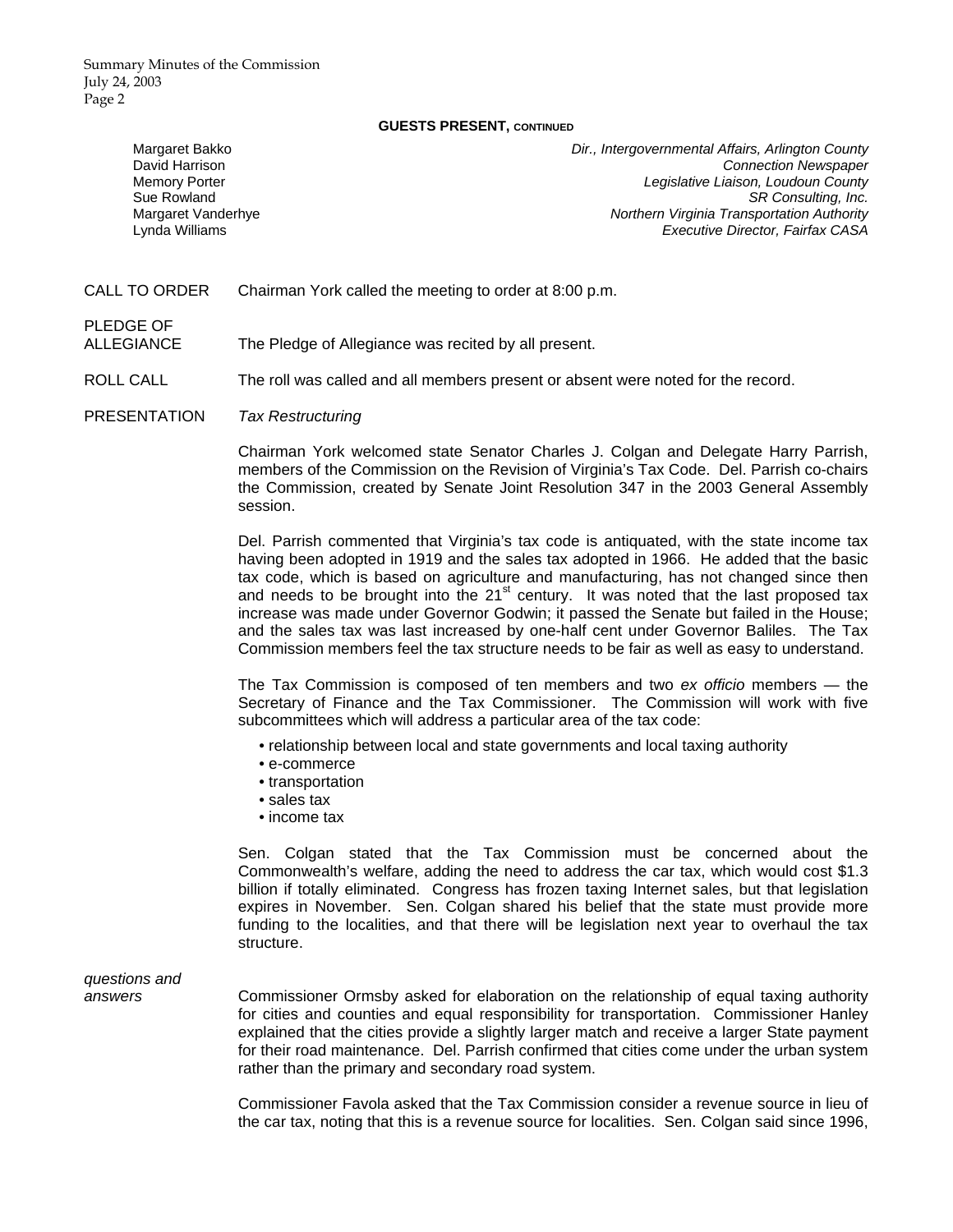**GUESTS PRESENT, CONTINUED**

| | |
|---|---|
| Margaret Bakko | *Dir., Intergovernmental Affairs, Arlington County* |
| David Harrison | *Connection Newspaper* |
| Memory Porter | *Legislative Liaison, Loudoun County* |
| Sue Rowland | *SR Consulting, Inc.* |
| Margaret Vanderhye | *Northern Virginia Transportation Authority* |
| Lynda Williams | *Executive Director, Fairfax CASA* |

CALL TO ORDER — Chairman York called the meeting to order at 8:00 p.m.

PLEDGE OF ALLEGIANCE — The Pledge of Allegiance was recited by all present.

ROLL CALL — The roll was called and all members present or absent were noted for the record.

PRESENTATION — *Tax Restructuring*

Chairman York welcomed state Senator Charles J. Colgan and Delegate Harry Parrish, members of the Commission on the Revision of Virginia's Tax Code. Del. Parrish co-chairs the Commission, created by Senate Joint Resolution 347 in the 2003 General Assembly session.

Del. Parrish commented that Virginia's tax code is antiquated, with the state income tax having been adopted in 1919 and the sales tax adopted in 1966. He added that the basic tax code, which is based on agriculture and manufacturing, has not changed since then and needs to be brought into the 21st century. It was noted that the last proposed tax increase was made under Governor Godwin; it passed the Senate but failed in the House; and the sales tax was last increased by one-half cent under Governor Baliles. The Tax Commission members feel the tax structure needs to be fair as well as easy to understand.

The Tax Commission is composed of ten members and two *ex officio* members — the Secretary of Finance and the Tax Commissioner. The Commission will work with five subcommittees which will address a particular area of the tax code:

- relationship between local and state governments and local taxing authority
- e-commerce
- transportation
- sales tax
- income tax

Sen. Colgan stated that the Tax Commission must be concerned about the Commonwealth's welfare, adding the need to address the car tax, which would cost $1.3 billion if totally eliminated. Congress has frozen taxing Internet sales, but that legislation expires in November. Sen. Colgan shared his belief that the state must provide more funding to the localities, and that there will be legislation next year to overhaul the tax structure.

*questions and answers*

Commissioner Ormsby asked for elaboration on the relationship of equal taxing authority for cities and counties and equal responsibility for transportation. Commissioner Hanley explained that the cities provide a slightly larger match and receive a larger State payment for their road maintenance. Del. Parrish confirmed that cities come under the urban system rather than the primary and secondary road system.

Commissioner Favola asked that the Tax Commission consider a revenue source in lieu of the car tax, noting that this is a revenue source for localities. Sen. Colgan said since 1996,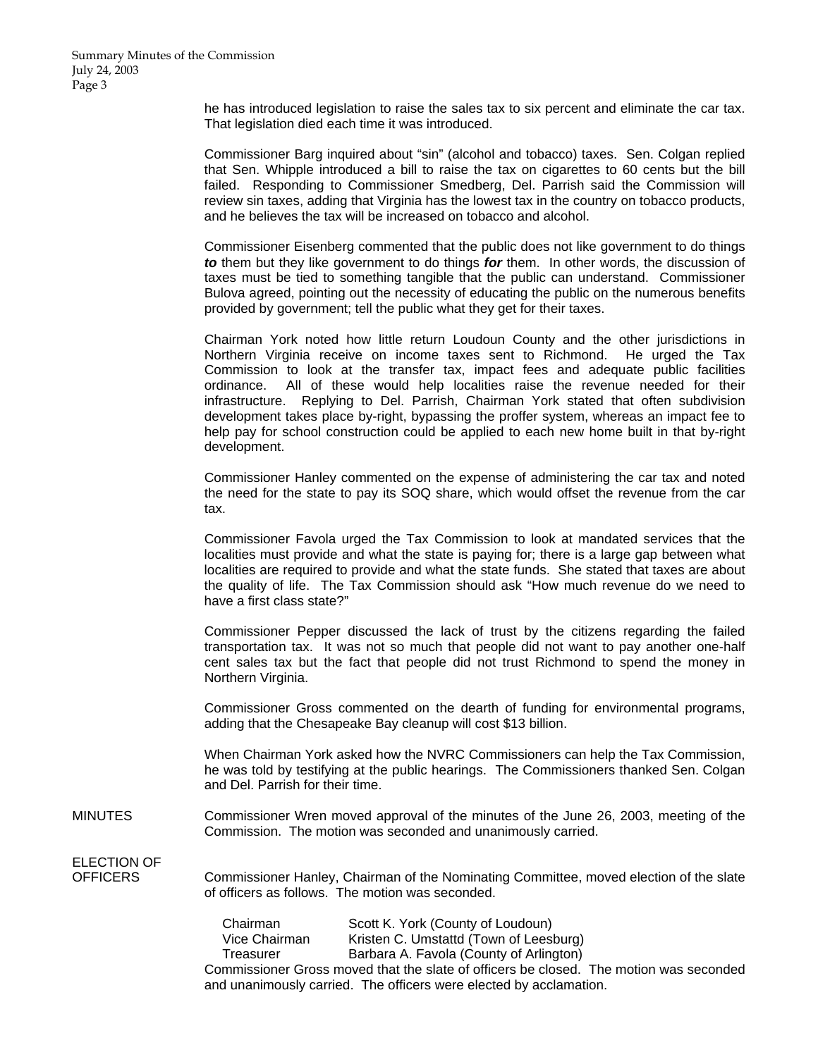he has introduced legislation to raise the sales tax to six percent and eliminate the car tax. That legislation died each time it was introduced.

Commissioner Barg inquired about "sin" (alcohol and tobacco) taxes. Sen. Colgan replied that Sen. Whipple introduced a bill to raise the tax on cigarettes to 60 cents but the bill failed. Responding to Commissioner Smedberg, Del. Parrish said the Commission will review sin taxes, adding that Virginia has the lowest tax in the country on tobacco products, and he believes the tax will be increased on tobacco and alcohol.

Commissioner Eisenberg commented that the public does not like government to do things ***to*** them but they like government to do things ***for*** them. In other words, the discussion of taxes must be tied to something tangible that the public can understand. Commissioner Bulova agreed, pointing out the necessity of educating the public on the numerous benefits provided by government; tell the public what they get for their taxes.

Chairman York noted how little return Loudoun County and the other jurisdictions in Northern Virginia receive on income taxes sent to Richmond. He urged the Tax Commission to look at the transfer tax, impact fees and adequate public facilities ordinance. All of these would help localities raise the revenue needed for their infrastructure. Replying to Del. Parrish, Chairman York stated that often subdivision development takes place by-right, bypassing the proffer system, whereas an impact fee to help pay for school construction could be applied to each new home built in that by-right development.

Commissioner Hanley commented on the expense of administering the car tax and noted the need for the state to pay its SOQ share, which would offset the revenue from the car tax.

Commissioner Favola urged the Tax Commission to look at mandated services that the localities must provide and what the state is paying for; there is a large gap between what localities are required to provide and what the state funds. She stated that taxes are about the quality of life. The Tax Commission should ask "How much revenue do we need to have a first class state?"

Commissioner Pepper discussed the lack of trust by the citizens regarding the failed transportation tax. It was not so much that people did not want to pay another one-half cent sales tax but the fact that people did not trust Richmond to spend the money in Northern Virginia.

Commissioner Gross commented on the dearth of funding for environmental programs, adding that the Chesapeake Bay cleanup will cost $13 billion.

When Chairman York asked how the NVRC Commissioners can help the Tax Commission, he was told by testifying at the public hearings. The Commissioners thanked Sen. Colgan and Del. Parrish for their time.

MINUTES

Commissioner Wren moved approval of the minutes of the June 26, 2003, meeting of the Commission. The motion was seconded and unanimously carried.

ELECTION OF OFFICERS

Commissioner Hanley, Chairman of the Nominating Committee, moved election of the slate of officers as follows. The motion was seconded.

| | |
|---|---|
| Chairman | Scott K. York (County of Loudoun) |
| Vice Chairman | Kristen C. Umstattd (Town of Leesburg) |
| Treasurer | Barbara A. Favola (County of Arlington) |

Commissioner Gross moved that the slate of officers be closed. The motion was seconded and unanimously carried. The officers were elected by acclamation.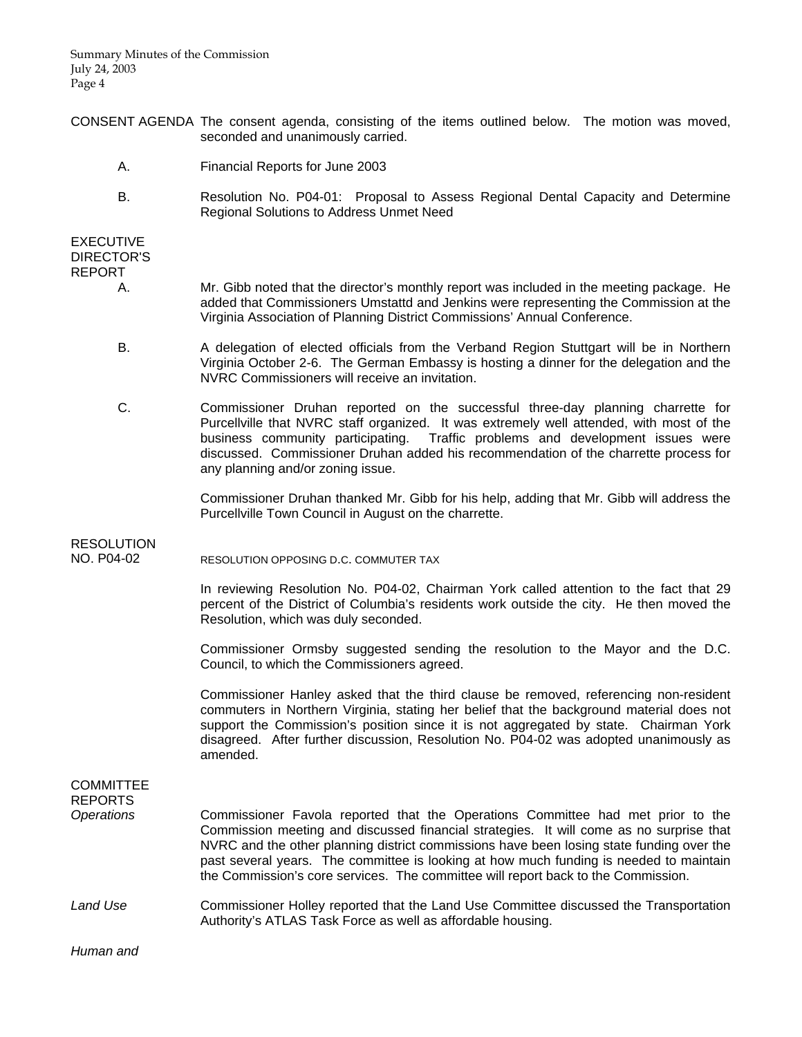**CONSENT AGENDA** The consent agenda, consisting of the items outlined below. The motion was moved, seconded and unanimously carried.

A. Financial Reports for June 2003

B. Resolution No. P04-01: Proposal to Assess Regional Dental Capacity and Determine Regional Solutions to Address Unmet Need

**EXECUTIVE DIRECTOR'S REPORT**

A. Mr. Gibb noted that the director's monthly report was included in the meeting package. He added that Commissioners Umstattd and Jenkins were representing the Commission at the Virginia Association of Planning District Commissions' Annual Conference.

B. A delegation of elected officials from the Verband Region Stuttgart will be in Northern Virginia October 2-6. The German Embassy is hosting a dinner for the delegation and the NVRC Commissioners will receive an invitation.

C. Commissioner Druhan reported on the successful three-day planning charrette for Purcellville that NVRC staff organized. It was extremely well attended, with most of the business community participating. Traffic problems and development issues were discussed. Commissioner Druhan added his recommendation of the charrette process for any planning and/or zoning issue.

Commissioner Druhan thanked Mr. Gibb for his help, adding that Mr. Gibb will address the Purcellville Town Council in August on the charrette.

**RESOLUTION NO. P04-02** RESOLUTION OPPOSING D.C. COMMUTER TAX

In reviewing Resolution No. P04-02, Chairman York called attention to the fact that 29 percent of the District of Columbia's residents work outside the city. He then moved the Resolution, which was duly seconded.

Commissioner Ormsby suggested sending the resolution to the Mayor and the D.C. Council, to which the Commissioners agreed.

Commissioner Hanley asked that the third clause be removed, referencing non-resident commuters in Northern Virginia, stating her belief that the background material does not support the Commission's position since it is not aggregated by state. Chairman York disagreed. After further discussion, Resolution No. P04-02 was adopted unanimously as amended.

**COMMITTEE REPORTS**

*Operations* Commissioner Favola reported that the Operations Committee had met prior to the Commission meeting and discussed financial strategies. It will come as no surprise that NVRC and the other planning district commissions have been losing state funding over the past several years. The committee is looking at how much funding is needed to maintain the Commission's core services. The committee will report back to the Commission.

*Land Use* Commissioner Holley reported that the Land Use Committee discussed the Transportation Authority's ATLAS Task Force as well as affordable housing.

*Human and*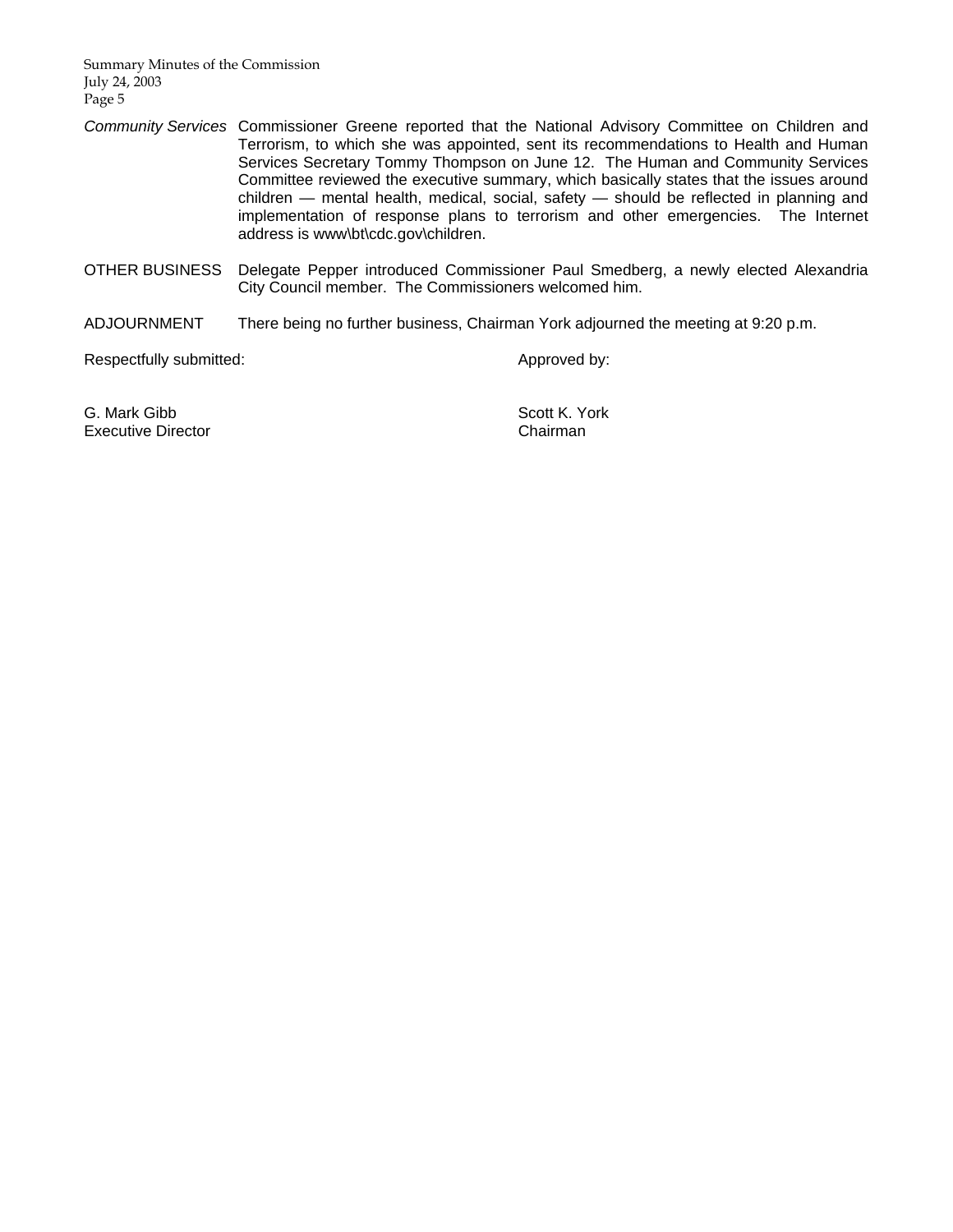*Community Services* Commissioner Greene reported that the National Advisory Committee on Children and Terrorism, to which she was appointed, sent its recommendations to Health and Human Services Secretary Tommy Thompson on June 12. The Human and Community Services Committee reviewed the executive summary, which basically states that the issues around children — mental health, medical, social, safety — should be reflected in planning and implementation of response plans to terrorism and other emergencies. The Internet address is www\bt\cdc.gov\children.

OTHER BUSINESS Delegate Pepper introduced Commissioner Paul Smedberg, a newly elected Alexandria City Council member. The Commissioners welcomed him.

ADJOURNMENT There being no further business, Chairman York adjourned the meeting at 9:20 p.m.

Respectfully submitted:

G. Mark Gibb
Executive Director

Approved by:

Scott K. York
Chairman